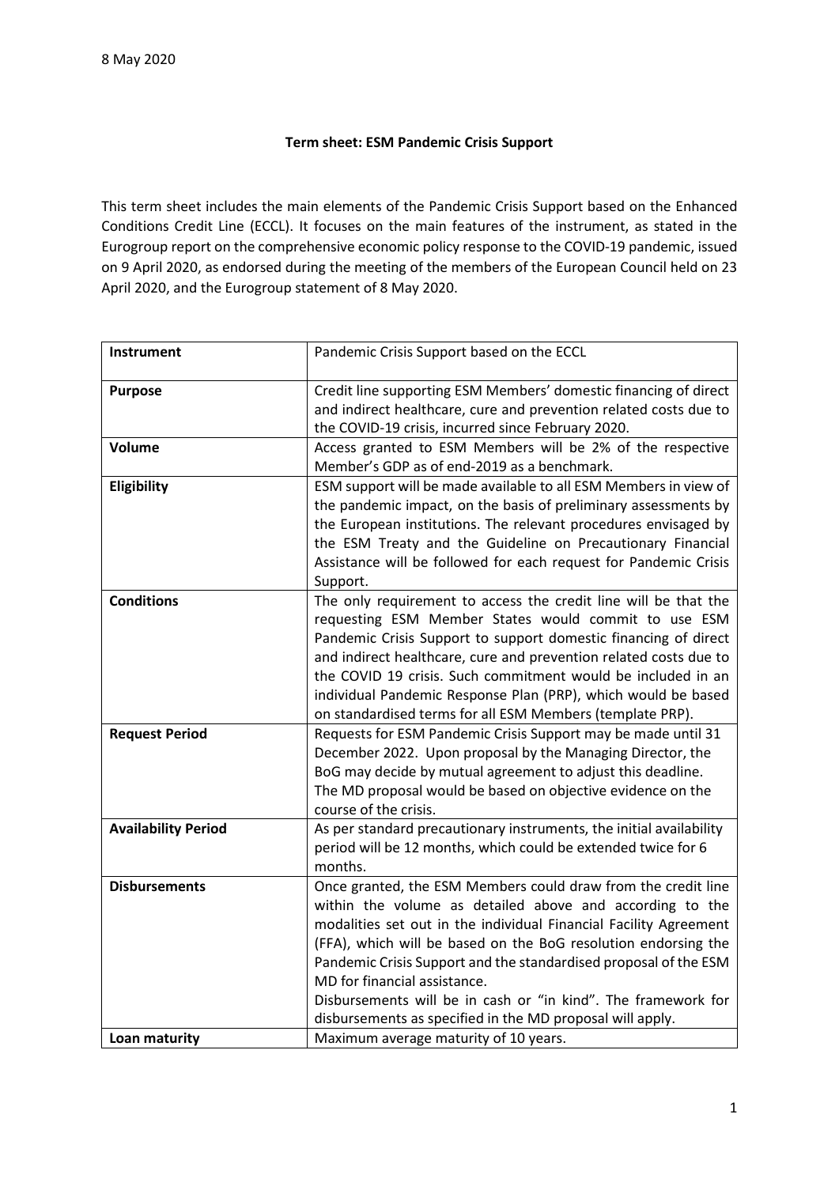8 May 2020

**Term sheet: ESM Pandemic Crisis Support**

This term sheet includes the main elements of the Pandemic Crisis Support based on the Enhanced Conditions Credit Line (ECCL). It focuses on the main features of the instrument, as stated in the Eurogroup report on the comprehensive economic policy response to the COVID-19 pandemic, issued on 9 April 2020, as endorsed during the meeting of the members of the European Council held on 23 April 2020, and the Eurogroup statement of 8 May 2020.

| **Instrument** | Pandemic Crisis Support based on the ECCL |
| --- | --- |
| **Purpose** | Credit line supporting ESM Members' domestic financing of direct and indirect healthcare, cure and prevention related costs due to the COVID-19 crisis, incurred since February 2020. |
| **Volume** | Access granted to ESM Members will be 2% of the respective Member's GDP as of end-2019 as a benchmark. |
| **Eligibility** | ESM support will be made available to all ESM Members in view of the pandemic impact, on the basis of preliminary assessments by the European institutions. The relevant procedures envisaged by the ESM Treaty and the Guideline on Precautionary Financial Assistance will be followed for each request for Pandemic Crisis Support. |
| **Conditions** | The only requirement to access the credit line will be that the requesting ESM Member States would commit to use ESM Pandemic Crisis Support to support domestic financing of direct and indirect healthcare, cure and prevention related costs due to the COVID 19 crisis. Such commitment would be included in an individual Pandemic Response Plan (PRP), which would be based on standardised terms for all ESM Members (template PRP). |
| **Request Period** | Requests for ESM Pandemic Crisis Support may be made until 31 December 2022. Upon proposal by the Managing Director, the BoG may decide by mutual agreement to adjust this deadline. The MD proposal would be based on objective evidence on the course of the crisis. |
| **Availability Period** | As per standard precautionary instruments, the initial availability period will be 12 months, which could be extended twice for 6 months. |
| **Disbursements** | Once granted, the ESM Members could draw from the credit line within the volume as detailed above and according to the modalities set out in the individual Financial Facility Agreement (FFA), which will be based on the BoG resolution endorsing the Pandemic Crisis Support and the standardised proposal of the ESM MD for financial assistance.<br>Disbursements will be in cash or "in kind". The framework for disbursements as specified in the MD proposal will apply. |
| **Loan maturity** | Maximum average maturity of 10 years. |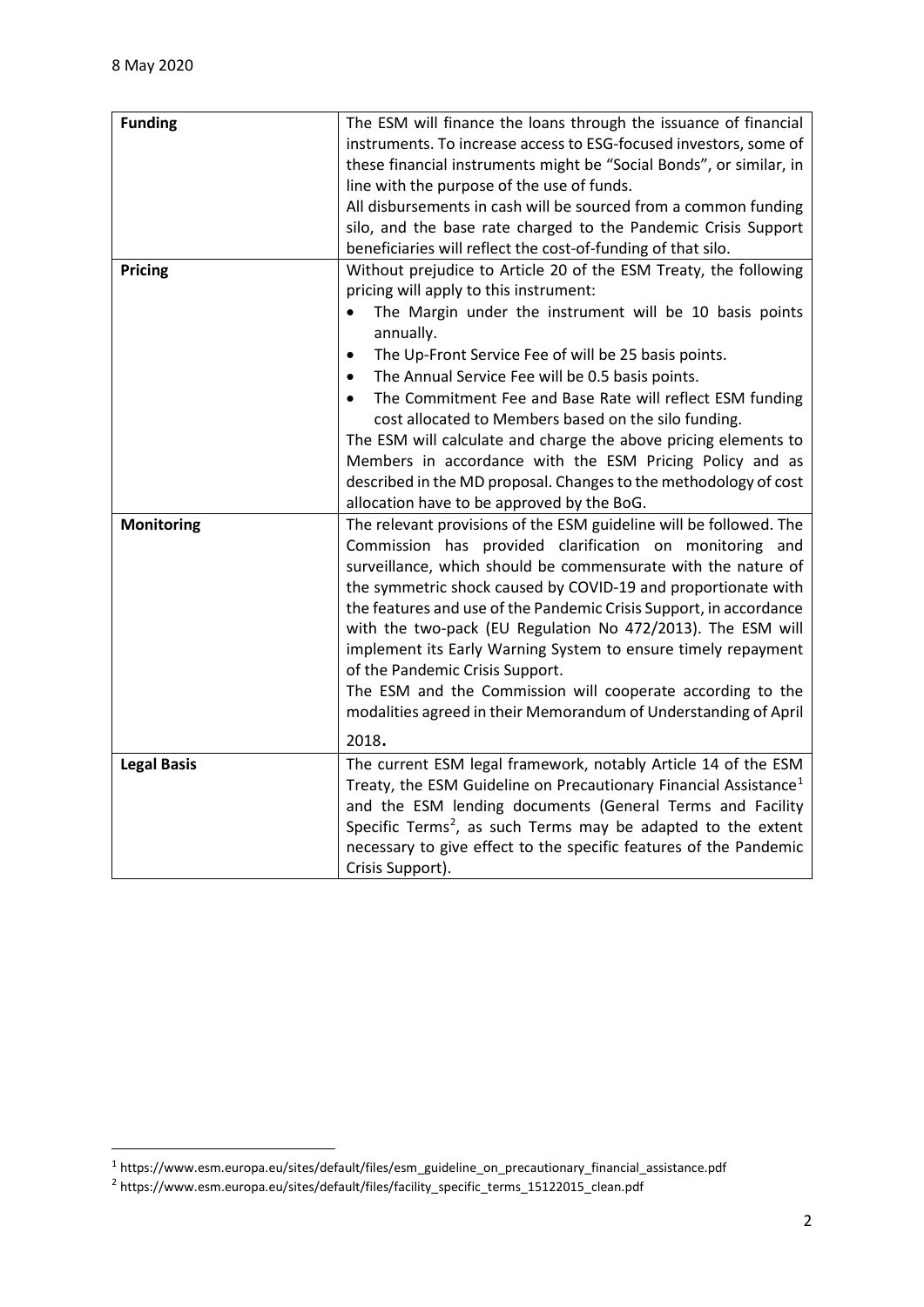8 May 2020

| | |
|---|---|
| **Funding** | The ESM will finance the loans through the issuance of financial instruments. To increase access to ESG-focused investors, some of these financial instruments might be "Social Bonds", or similar, in line with the purpose of the use of funds.<br>All disbursements in cash will be sourced from a common funding silo, and the base rate charged to the Pandemic Crisis Support beneficiaries will reflect the cost-of-funding of that silo. |
| **Pricing** | Without prejudice to Article 20 of the ESM Treaty, the following pricing will apply to this instrument:<br>• The Margin under the instrument will be 10 basis points annually.<br>• The Up-Front Service Fee of will be 25 basis points.<br>• The Annual Service Fee will be 0.5 basis points.<br>• The Commitment Fee and Base Rate will reflect ESM funding cost allocated to Members based on the silo funding.<br>The ESM will calculate and charge the above pricing elements to Members in accordance with the ESM Pricing Policy and as described in the MD proposal. Changes to the methodology of cost allocation have to be approved by the BoG. |
| **Monitoring** | The relevant provisions of the ESM guideline will be followed. The Commission has provided clarification on monitoring and surveillance, which should be commensurate with the nature of the symmetric shock caused by COVID-19 and proportionate with the features and use of the Pandemic Crisis Support, in accordance with the two-pack (EU Regulation No 472/2013). The ESM will implement its Early Warning System to ensure timely repayment of the Pandemic Crisis Support.<br>The ESM and the Commission will cooperate according to the modalities agreed in their Memorandum of Understanding of April 2018. |
| **Legal Basis** | The current ESM legal framework, notably Article 14 of the ESM Treaty, the ESM Guideline on Precautionary Financial Assistance[1] and the ESM lending documents (General Terms and Facility Specific Terms[2], as such Terms may be adapted to the extent necessary to give effect to the specific features of the Pandemic Crisis Support). |

[1] https://www.esm.europa.eu/sites/default/files/esm_guideline_on_precautionary_financial_assistance.pdf

[2] https://www.esm.europa.eu/sites/default/files/facility_specific_terms_15122015_clean.pdf